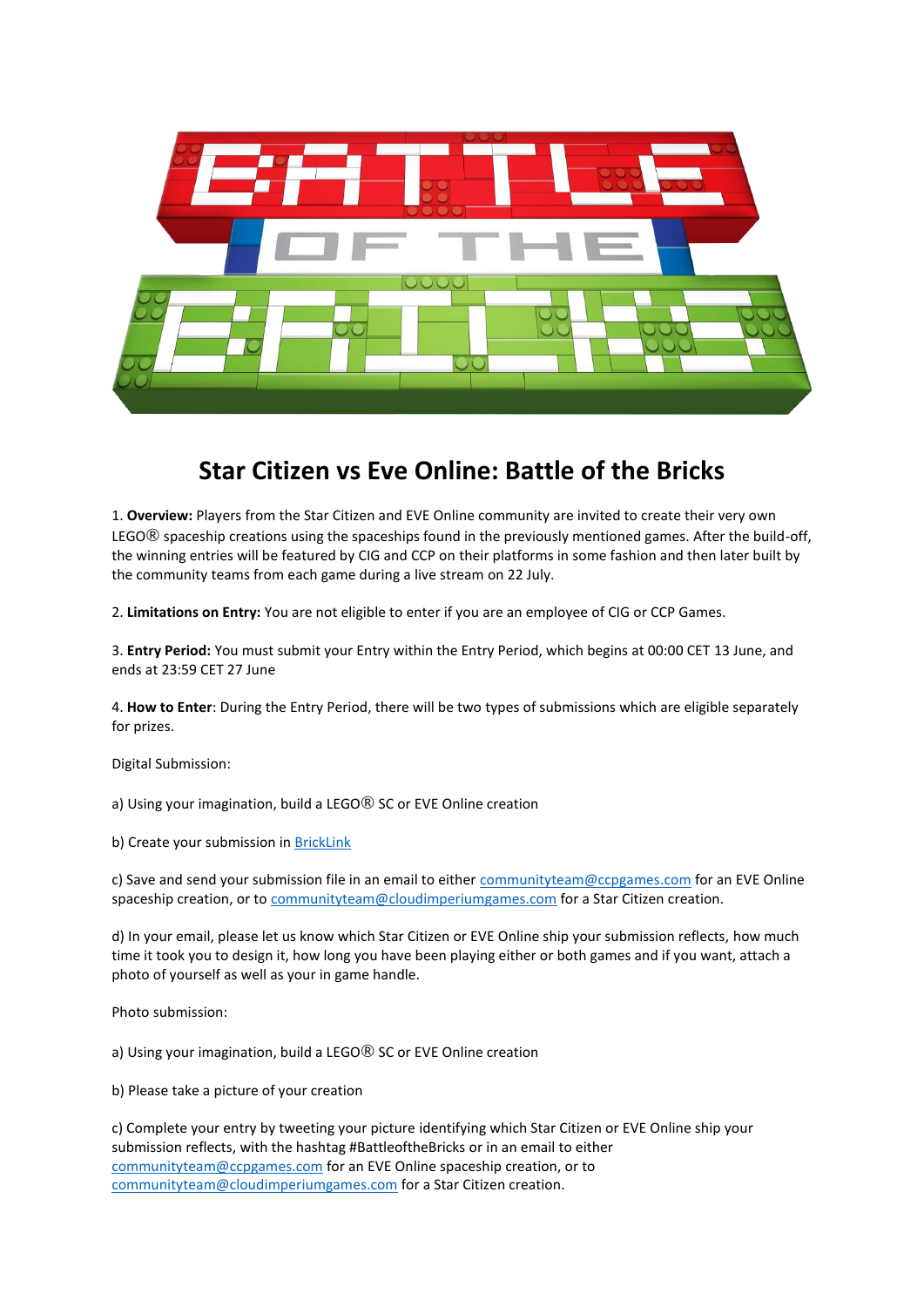# Star Citizen vs Eve Online: Battle of the Bricks

1. **Overview:** Players from the Star Citizen and EVE Online community are invited to create their very own LEGO® spaceship creations using the spaceships found in the previously mentioned games. After the build-off, the winning entries will be featured by CIG and CCP on their platforms in some fashion and then later built by the community teams from each game during a live stream on 22 July.

2. **Limitations on Entry:** You are not eligible to enter if you are an employee of CIG or CCP Games.

3. **Entry Period:** You must submit your Entry within the Entry Period, which begins at 00:00 CET 13 June, and ends at 23:59 CET 27 June

4. **How to Enter**: During the Entry Period, there will be two types of submissions which are eligible separately for prizes.

Digital Submission:

a) Using your imagination, build a LEGO® SC or EVE Online creation

b) Create your submission in BrickLink

c) Save and send your submission file in an email to either communityteam@ccpgames.com for an EVE Online spaceship creation, or to communityteam@cloudimperiumgames.com for a Star Citizen creation.

d) In your email, please let us know which Star Citizen or EVE Online ship your submission reflects, how much time it took you to design it, how long you have been playing either or both games and if you want, attach a photo of yourself as well as your in game handle.

Photo submission:

a) Using your imagination, build a LEGO® SC or EVE Online creation

b) Please take a picture of your creation

c) Complete your entry by tweeting your picture identifying which Star Citizen or EVE Online ship your submission reflects, with the hashtag #BattleoftheBricks or in an email to either communityteam@ccpgames.com for an EVE Online spaceship creation, or to communityteam@cloudimperiumgames.com for a Star Citizen creation.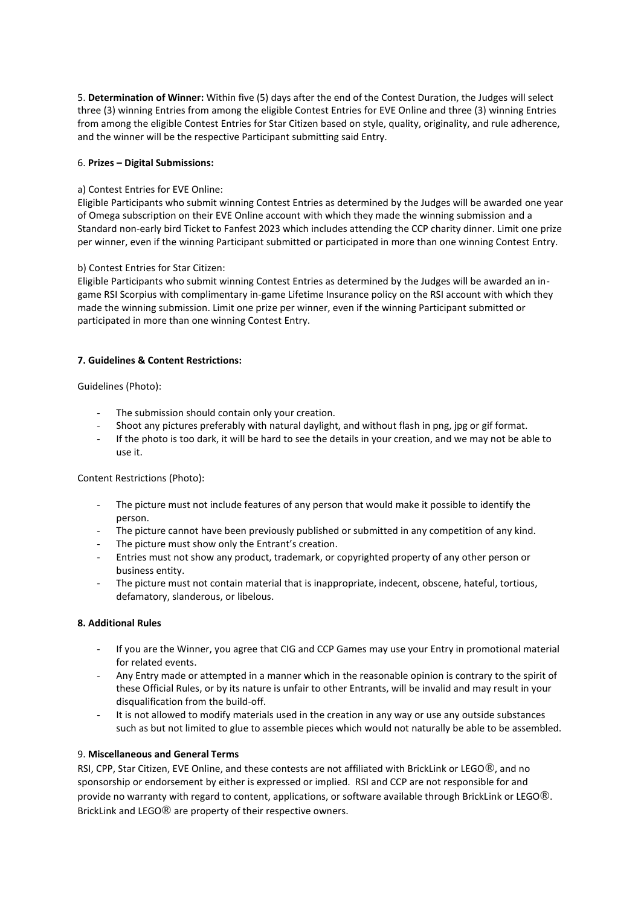5. **Determination of Winner:** Within five (5) days after the end of the Contest Duration, the Judges will select three (3) winning Entries from among the eligible Contest Entries for EVE Online and three (3) winning Entries from among the eligible Contest Entries for Star Citizen based on style, quality, originality, and rule adherence, and the winner will be the respective Participant submitting said Entry.

6. **Prizes – Digital Submissions:**

a) Contest Entries for EVE Online:
Eligible Participants who submit winning Contest Entries as determined by the Judges will be awarded one year of Omega subscription on their EVE Online account with which they made the winning submission and a Standard non-early bird Ticket to Fanfest 2023 which includes attending the CCP charity dinner. Limit one prize per winner, even if the winning Participant submitted or participated in more than one winning Contest Entry.

b) Contest Entries for Star Citizen:
Eligible Participants who submit winning Contest Entries as determined by the Judges will be awarded an in-game RSI Scorpius with complimentary in-game Lifetime Insurance policy on the RSI account with which they made the winning submission. Limit one prize per winner, even if the winning Participant submitted or participated in more than one winning Contest Entry.

**7. Guidelines & Content Restrictions:**

Guidelines (Photo):

- The submission should contain only your creation.
- Shoot any pictures preferably with natural daylight, and without flash in png, jpg or gif format.
- If the photo is too dark, it will be hard to see the details in your creation, and we may not be able to use it.

Content Restrictions (Photo):

- The picture must not include features of any person that would make it possible to identify the person.
- The picture cannot have been previously published or submitted in any competition of any kind.
- The picture must show only the Entrant's creation.
- Entries must not show any product, trademark, or copyrighted property of any other person or business entity.
- The picture must not contain material that is inappropriate, indecent, obscene, hateful, tortious, defamatory, slanderous, or libelous.

**8. Additional Rules**

- If you are the Winner, you agree that CIG and CCP Games may use your Entry in promotional material for related events.
- Any Entry made or attempted in a manner which in the reasonable opinion is contrary to the spirit of these Official Rules, or by its nature is unfair to other Entrants, will be invalid and may result in your disqualification from the build-off.
- It is not allowed to modify materials used in the creation in any way or use any outside substances such as but not limited to glue to assemble pieces which would not naturally be able to be assembled.

9. **Miscellaneous and General Terms**
RSI, CPP, Star Citizen, EVE Online, and these contests are not affiliated with BrickLink or LEGO®, and no sponsorship or endorsement by either is expressed or implied. RSI and CCP are not responsible for and provide no warranty with regard to content, applications, or software available through BrickLink or LEGO®. BrickLink and LEGO® are property of their respective owners.